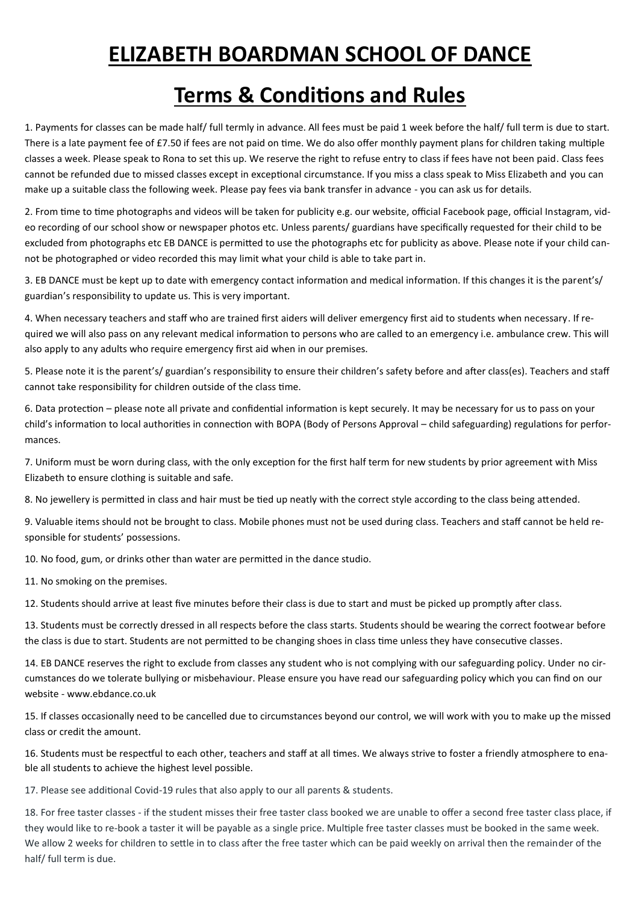# ELIZABETH BOARDMAN SCHOOL OF DANCE

# Terms & Conditions and Rules

1. Payments for classes can be made half/ full termly in advance. All fees must be paid 1 week before the half/ full term is due to start. There is a late payment fee of £7.50 if fees are not paid on time. We do also offer monthly payment plans for children taking multiple classes a week. Please speak to Rona to set this up. We reserve the right to refuse entry to class if fees have not been paid. Class fees cannot be refunded due to missed classes except in exceptional circumstance. If you miss a class speak to Miss Elizabeth and you can make up a suitable class the following week. Please pay fees via bank transfer in advance - you can ask us for details.

2. From time to time photographs and videos will be taken for publicity e.g. our website, official Facebook page, official Instagram, video recording of our school show or newspaper photos etc. Unless parents/ guardians have specifically requested for their child to be excluded from photographs etc EB DANCE is permitted to use the photographs etc for publicity as above. Please note if your child cannot be photographed or video recorded this may limit what your child is able to take part in.

3. EB DANCE must be kept up to date with emergency contact information and medical information. If this changes it is the parent's/ guardian's responsibility to update us. This is very important.

4. When necessary teachers and staff who are trained first aiders will deliver emergency first aid to students when necessary. If required we will also pass on any relevant medical information to persons who are called to an emergency i.e. ambulance crew. This will also apply to any adults who require emergency first aid when in our premises.

5. Please note it is the parent's/ guardian's responsibility to ensure their children's safety before and after class(es). Teachers and staff cannot take responsibility for children outside of the class time.

6. Data protection – please note all private and confidential information is kept securely. It may be necessary for us to pass on your child's information to local authorities in connection with BOPA (Body of Persons Approval – child safeguarding) regulations for performances.

7. Uniform must be worn during class, with the only exception for the first half term for new students by prior agreement with Miss Elizabeth to ensure clothing is suitable and safe.

8. No jewellery is permitted in class and hair must be tied up neatly with the correct style according to the class being attended.

9. Valuable items should not be brought to class. Mobile phones must not be used during class. Teachers and staff cannot be held responsible for students' possessions.

10. No food, gum, or drinks other than water are permitted in the dance studio.

11. No smoking on the premises.

12. Students should arrive at least five minutes before their class is due to start and must be picked up promptly after class.

13. Students must be correctly dressed in all respects before the class starts. Students should be wearing the correct footwear before the class is due to start. Students are not permitted to be changing shoes in class time unless they have consecutive classes.

14. EB DANCE reserves the right to exclude from classes any student who is not complying with our safeguarding policy. Under no circumstances do we tolerate bullying or misbehaviour. Please ensure you have read our safeguarding policy which you can find on our website - www.ebdance.co.uk

15. If classes occasionally need to be cancelled due to circumstances beyond our control, we will work with you to make up the missed class or credit the amount.

16. Students must be respectful to each other, teachers and staff at all times. We always strive to foster a friendly atmosphere to enable all students to achieve the highest level possible.

17. Please see additional Covid-19 rules that also apply to our all parents & students.

18. For free taster classes - if the student misses their free taster class booked we are unable to offer a second free taster class place, if they would like to re-book a taster it will be payable as a single price. Multiple free taster classes must be booked in the same week. We allow 2 weeks for children to settle in to class after the free taster which can be paid weekly on arrival then the remainder of the half/ full term is due.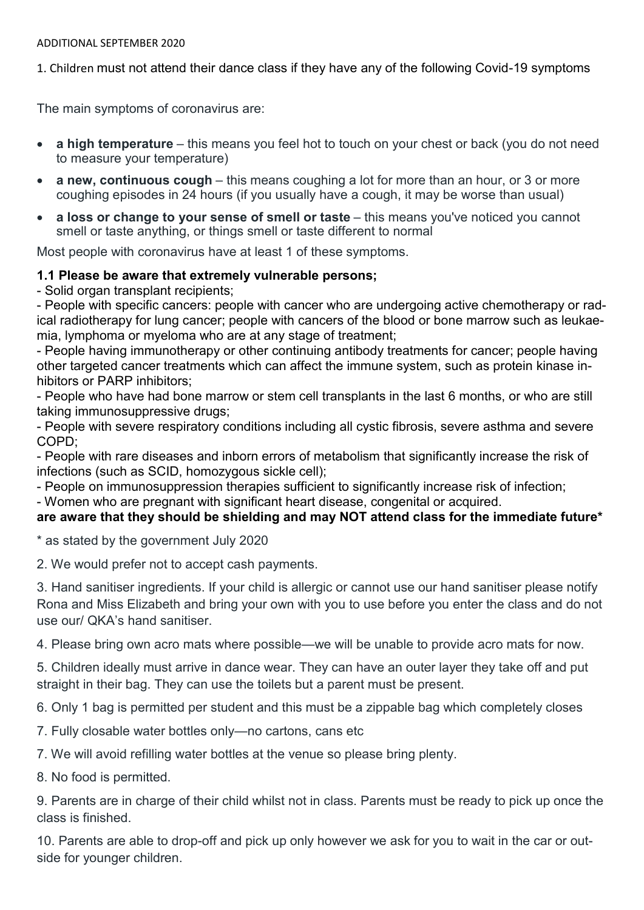ADDITIONAL SEPTEMBER 2020

1. Children must not attend their dance class if they have any of the following Covid-19 symptoms

The main symptoms of coronavirus are:

- **a high temperature** – this means you feel hot to touch on your chest or back (you do not need to measure your temperature)
- **a new, continuous cough** – this means coughing a lot for more than an hour, or 3 or more coughing episodes in 24 hours (if you usually have a cough, it may be worse than usual)
- **a loss or change to your sense of smell or taste** – this means you've noticed you cannot smell or taste anything, or things smell or taste different to normal

Most people with coronavirus have at least 1 of these symptoms.

**1.1 Please be aware that extremely vulnerable persons;**

- Solid organ transplant recipients;
- People with specific cancers: people with cancer who are undergoing active chemotherapy or radical radiotherapy for lung cancer; people with cancers of the blood or bone marrow such as leukaemia, lymphoma or myeloma who are at any stage of treatment;
- People having immunotherapy or other continuing antibody treatments for cancer; people having other targeted cancer treatments which can affect the immune system, such as protein kinase inhibitors or PARP inhibitors;
- People who have had bone marrow or stem cell transplants in the last 6 months, or who are still taking immunosuppressive drugs;
- People with severe respiratory conditions including all cystic fibrosis, severe asthma and severe COPD;
- People with rare diseases and inborn errors of metabolism that significantly increase the risk of infections (such as SCID, homozygous sickle cell);
- People on immunosuppression therapies sufficient to significantly increase risk of infection;
- Women who are pregnant with significant heart disease, congenital or acquired.

**are aware that they should be shielding and may NOT attend class for the immediate future***

* as stated by the government July 2020

2. We would prefer not to accept cash payments.

3. Hand sanitiser ingredients. If your child is allergic or cannot use our hand sanitiser please notify Rona and Miss Elizabeth and bring your own with you to use before you enter the class and do not use our/ QKA's hand sanitiser.

4. Please bring own acro mats where possible—we will be unable to provide acro mats for now.

5. Children ideally must arrive in dance wear. They can have an outer layer they take off and put straight in their bag. They can use the toilets but a parent must be present.

6. Only 1 bag is permitted per student and this must be a zippable bag which completely closes

7. Fully closable water bottles only—no cartons, cans etc

7. We will avoid refilling water bottles at the venue so please bring plenty.

8. No food is permitted.

9. Parents are in charge of their child whilst not in class. Parents must be ready to pick up once the class is finished.

10. Parents are able to drop-off and pick up only however we ask for you to wait in the car or outside for younger children.